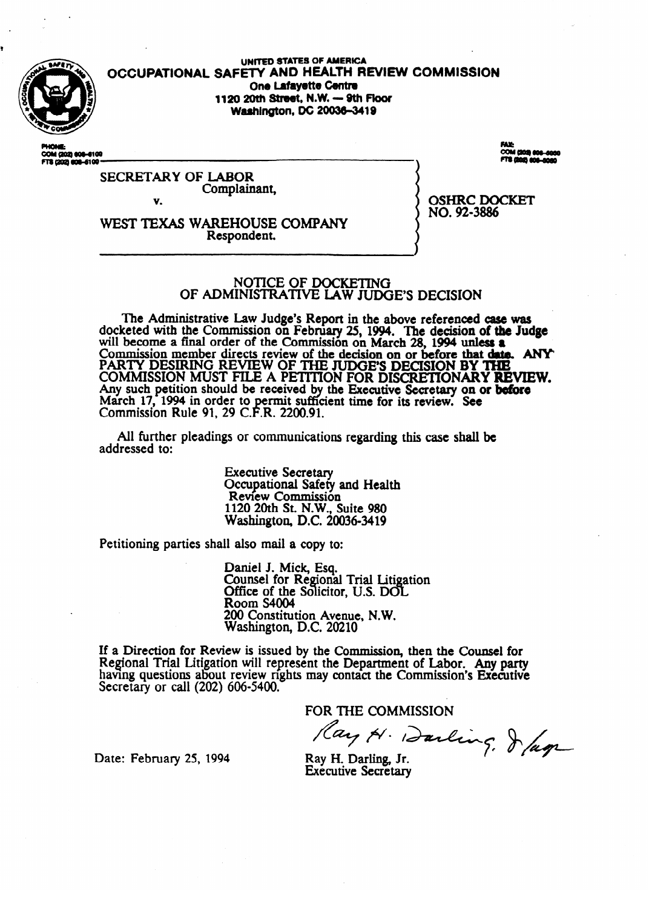UNITED STATES OF AMERICA

**OCCUPATIONAL SAFETY AND HEALTH REVIEW COMMISSION**

**One Lafayette Centre**
**1120 20th Street, N.W. — 9th Floor**
**Washington, DC 20036-3419**

PHONE:
COM (202) 606-5100
FTS (202) 606-5100

FAX:
COM (202) 606-5050
FTS (202) 606-5050

SECRETARY OF LABOR
Complainant,

v.

WEST TEXAS WAREHOUSE COMPANY
Respondent.

OSHRC DOCKET
NO. 92-3886

## NOTICE OF DOCKETING OF ADMINISTRATIVE LAW JUDGE'S DECISION

The Administrative Law Judge's Report in the above referenced case was docketed with the Commission on February 25, 1994. The decision of the Judge will become a final order of the Commission on March 28, 1994 unless a Commission member directs review of the decision on or before that date. **ANY PARTY DESIRING REVIEW OF THE JUDGE'S DECISION BY THE COMMISSION MUST FILE A PETITION FOR DISCRETIONARY REVIEW.** Any such petition should be received by the Executive Secretary on or before March 17, 1994 in order to permit sufficient time for its review. See Commission Rule 91, 29 C.F.R. 2200.91.

All further pleadings or communications regarding this case shall be addressed to:

Executive Secretary
Occupational Safety and Health
Review Commission
1120 20th St. N.W., Suite 980
Washington, D.C. 20036-3419

Petitioning parties shall also mail a copy to:

Daniel J. Mick, Esq.
Counsel for Regional Trial Litigation
Office of the Solicitor, U.S. DOL
Room S4004
200 Constitution Avenue, N.W.
Washington, D.C. 20210

If a Direction for Review is issued by the Commission, then the Counsel for Regional Trial Litigation will represent the Department of Labor. Any party having questions about review rights may contact the Commission's Executive Secretary or call (202) 606-5400.

FOR THE COMMISSION

Ray H. Darling, Jr.
Executive Secretary

Date: February 25, 1994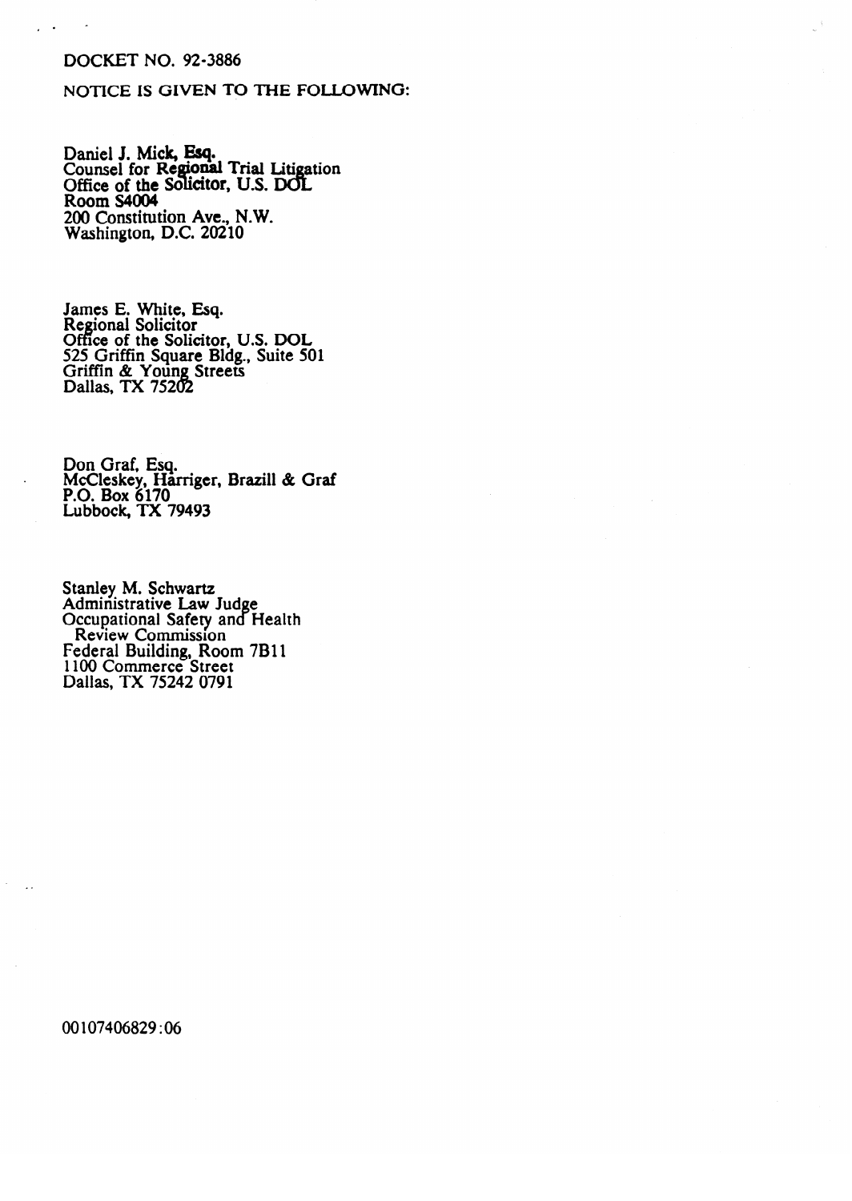DOCKET NO. 92-3886

NOTICE IS GIVEN TO THE FOLLOWING:

Daniel J. Mick, Esq.
Counsel for Regional Trial Litigation
Office of the Solicitor, U.S. DOL
Room S4004
200 Constitution Ave., N.W.
Washington, D.C. 20210

James E. White, Esq.
Regional Solicitor
Office of the Solicitor, U.S. DOL
525 Griffin Square Bldg., Suite 501
Griffin & Young Streets
Dallas, TX 75202

Don Graf, Esq.
McCleskey, Harriger, Brazill & Graf
P.O. Box 6170
Lubbock, TX 79493

Stanley M. Schwartz
Administrative Law Judge
Occupational Safety and Health
Review Commission
Federal Building, Room 7B11
1100 Commerce Street
Dallas, TX 75242 0791

00107406829:06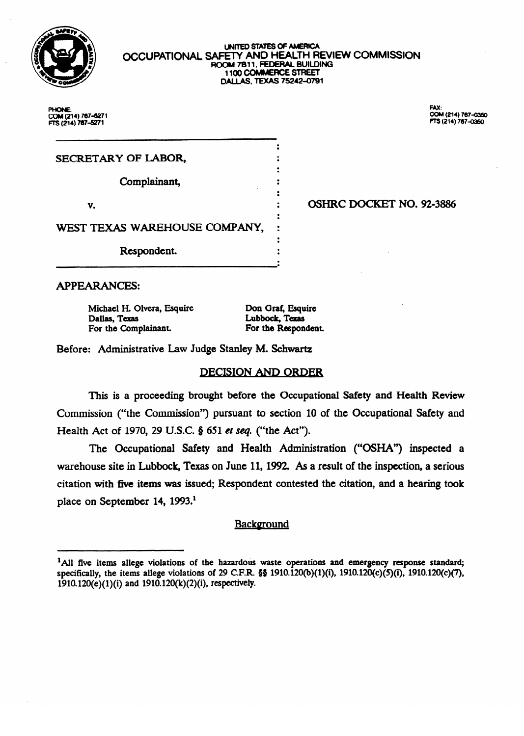UNITED STATES OF AMERICA
OCCUPATIONAL SAFETY AND HEALTH REVIEW COMMISSION
ROOM 7B11, FEDERAL BUILDING
1100 COMMERCE STREET
DALLAS, TEXAS 75242-0791

PHONE:
COM (214) 767-5271
FTS (214) 767-5271

FAX:
COM (214) 767-0350
FTS (214) 767-0350

SECRETARY OF LABOR,

Complainant,

v.

WEST TEXAS WAREHOUSE COMPANY,

Respondent.

OSHRC DOCKET NO. 92-3886

APPEARANCES:

Michael H. Olvera, Esquire
Dallas, Texas
For the Complainant.

Don Graf, Esquire
Lubbock, Texas
For the Respondent.

Before: Administrative Law Judge Stanley M. Schwartz

## DECISION AND ORDER

This is a proceeding brought before the Occupational Safety and Health Review Commission ("the Commission") pursuant to section 10 of the Occupational Safety and Health Act of 1970, 29 U.S.C. § 651 *et seq.* ("the Act").

The Occupational Safety and Health Administration ("OSHA") inspected a warehouse site in Lubbock, Texas on June 11, 1992. As a result of the inspection, a serious citation with five items was issued; Respondent contested the citation, and a hearing took place on September 14, 1993.[1]

## Background

[1] All five items allege violations of the hazardous waste operations and emergency response standard; specifically, the items allege violations of 29 C.F.R. §§ 1910.120(b)(1)(i), 1910.120(c)(5)(i), 1910.120(c)(7), 1910.120(e)(1)(i) and 1910.120(k)(2)(i), respectively.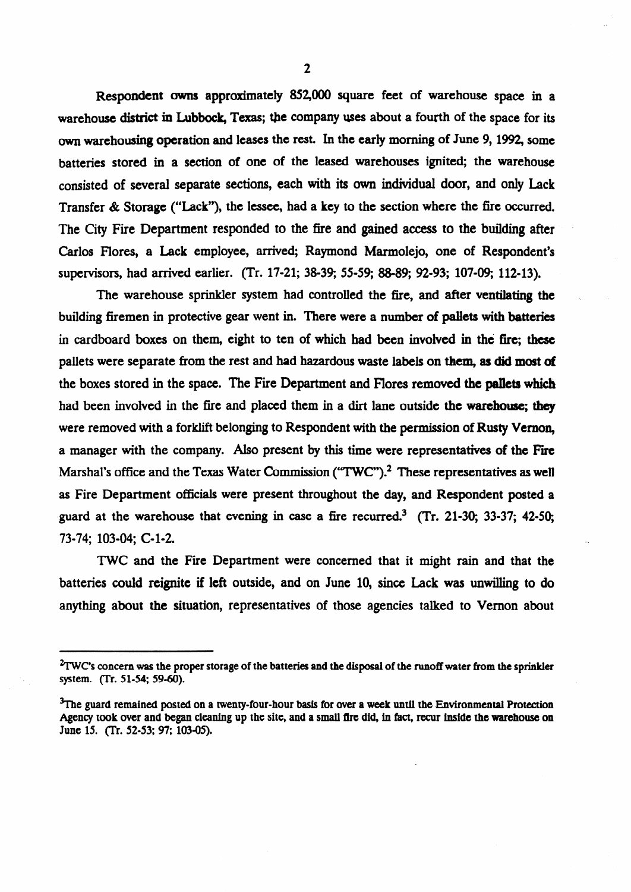Respondent owns approximately 852,000 square feet of warehouse space in a warehouse district in Lubbock, Texas; the company uses about a fourth of the space for its own warehousing operation and leases the rest. In the early morning of June 9, 1992, some batteries stored in a section of one of the leased warehouses ignited; the warehouse consisted of several separate sections, each with its own individual door, and only Lack Transfer & Storage ("Lack"), the lessee, had a key to the section where the fire occurred. The City Fire Department responded to the fire and gained access to the building after Carlos Flores, a Lack employee, arrived; Raymond Marmolejo, one of Respondent's supervisors, had arrived earlier. (Tr. 17-21; 38-39; 55-59; 88-89; 92-93; 107-09; 112-13).

The warehouse sprinkler system had controlled the fire, and after ventilating the building firemen in protective gear went in. There were a number of pallets with batteries in cardboard boxes on them, eight to ten of which had been involved in the fire; these pallets were separate from the rest and had hazardous waste labels on them, as did most of the boxes stored in the space. The Fire Department and Flores removed the pallets which had been involved in the fire and placed them in a dirt lane outside the warehouse; they were removed with a forklift belonging to Respondent with the permission of Rusty Vernon, a manager with the company. Also present by this time were representatives of the Fire Marshal's office and the Texas Water Commission ("TWC").[2] These representatives as well as Fire Department officials were present throughout the day, and Respondent posted a guard at the warehouse that evening in case a fire recurred.[3] (Tr. 21-30; 33-37; 42-50; 73-74; 103-04; C-1-2.

TWC and the Fire Department were concerned that it might rain and that the batteries could reignite if left outside, and on June 10, since Lack was unwilling to do anything about the situation, representatives of those agencies talked to Vernon about

[2] TWC's concern was the proper storage of the batteries and the disposal of the runoff water from the sprinkler system. (Tr. 51-54; 59-60).

[3] The guard remained posted on a twenty-four-hour basis for over a week until the Environmental Protection Agency took over and began cleaning up the site, and a small fire did, in fact, recur inside the warehouse on June 15. (Tr. 52-53; 97; 103-05).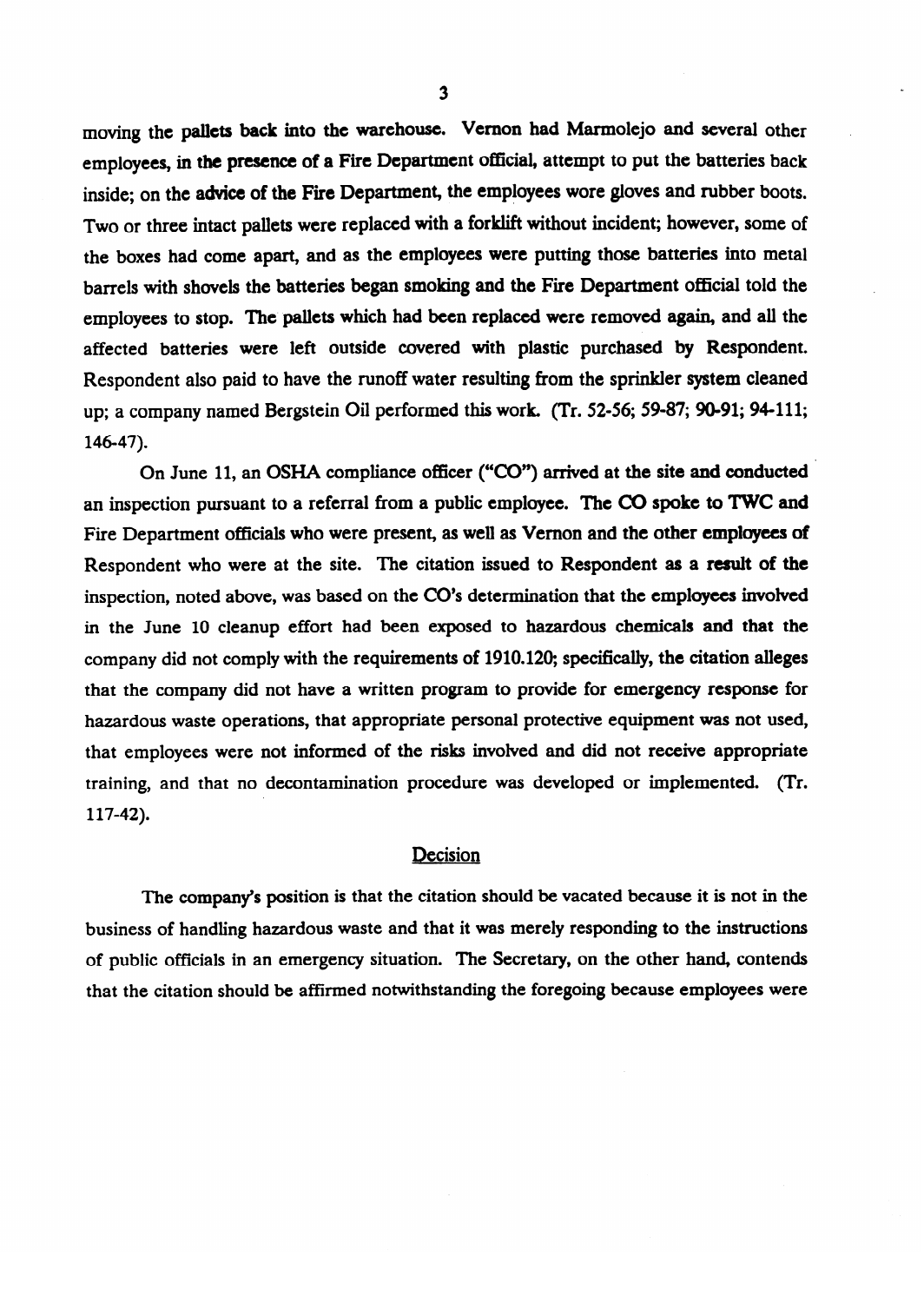moving the pallets back into the warehouse. Vernon had Marmolejo and several other employees, in the presence of a Fire Department official, attempt to put the batteries back inside; on the advice of the Fire Department, the employees wore gloves and rubber boots. Two or three intact pallets were replaced with a forklift without incident; however, some of the boxes had come apart, and as the employees were putting those batteries into metal barrels with shovels the batteries began smoking and the Fire Department official told the employees to stop. The pallets which had been replaced were removed again, and all the affected batteries were left outside covered with plastic purchased by Respondent. Respondent also paid to have the runoff water resulting from the sprinkler system cleaned up; a company named Bergstein Oil performed this work. (Tr. 52-56; 59-87; 90-91; 94-111; 146-47).

On June 11, an OSHA compliance officer ("CO") arrived at the site and conducted an inspection pursuant to a referral from a public employee. The CO spoke to TWC and Fire Department officials who were present, as well as Vernon and the other employees of Respondent who were at the site. The citation issued to Respondent as a result of the inspection, noted above, was based on the CO's determination that the employees involved in the June 10 cleanup effort had been exposed to hazardous chemicals and that the company did not comply with the requirements of 1910.120; specifically, the citation alleges that the company did not have a written program to provide for emergency response for hazardous waste operations, that appropriate personal protective equipment was not used, that employees were not informed of the risks involved and did not receive appropriate training, and that no decontamination procedure was developed or implemented. (Tr. 117-42).

## Decision

The company's position is that the citation should be vacated because it is not in the business of handling hazardous waste and that it was merely responding to the instructions of public officials in an emergency situation. The Secretary, on the other hand, contends that the citation should be affirmed notwithstanding the foregoing because employees were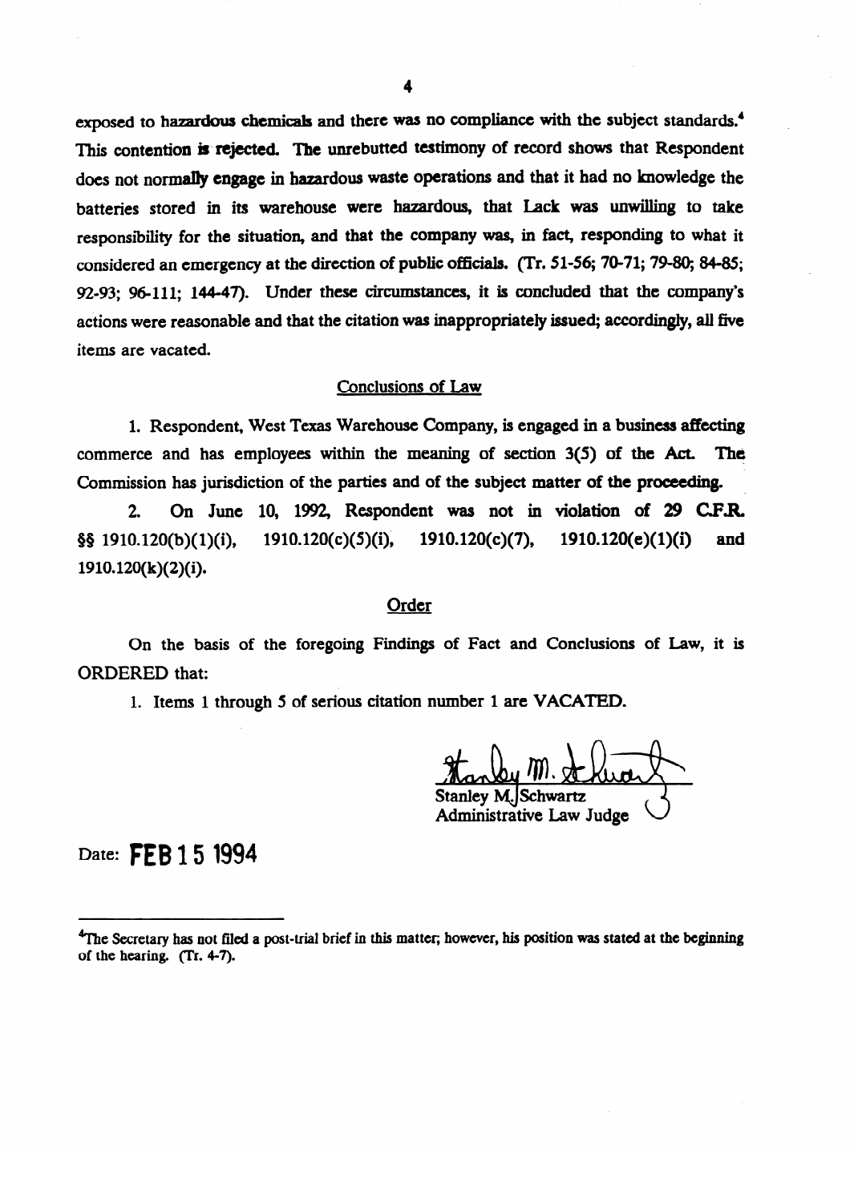exposed to hazardous chemicals and there was no compliance with the subject standards.[4] This contention is rejected. The unrebutted testimony of record shows that Respondent does not normally engage in hazardous waste operations and that it had no knowledge the batteries stored in its warehouse were hazardous, that Lack was unwilling to take responsibility for the situation, and that the company was, in fact, responding to what it considered an emergency at the direction of public officials. (Tr. 51-56; 70-71; 79-80; 84-85; 92-93; 96-111; 144-47). Under these circumstances, it is concluded that the company's actions were reasonable and that the citation was inappropriately issued; accordingly, all five items are vacated.

## Conclusions of Law

1. Respondent, West Texas Warehouse Company, is engaged in a business affecting commerce and has employees within the meaning of section 3(5) of the Act. The Commission has jurisdiction of the parties and of the subject matter of the proceeding.

2. On June 10, 1992, Respondent was not in violation of 29 C.F.R. §§ 1910.120(b)(1)(i), 1910.120(c)(5)(i), 1910.120(c)(7), 1910.120(e)(1)(i) and 1910.120(k)(2)(i).

## Order

On the basis of the foregoing Findings of Fact and Conclusions of Law, it is ORDERED that:

1. Items 1 through 5 of serious citation number 1 are VACATED.

Stanley M. Schwartz
Administrative Law Judge

Date: FEB 15 1994

[4] The Secretary has not filed a post-trial brief in this matter; however, his position was stated at the beginning of the hearing. (Tr. 4-7).